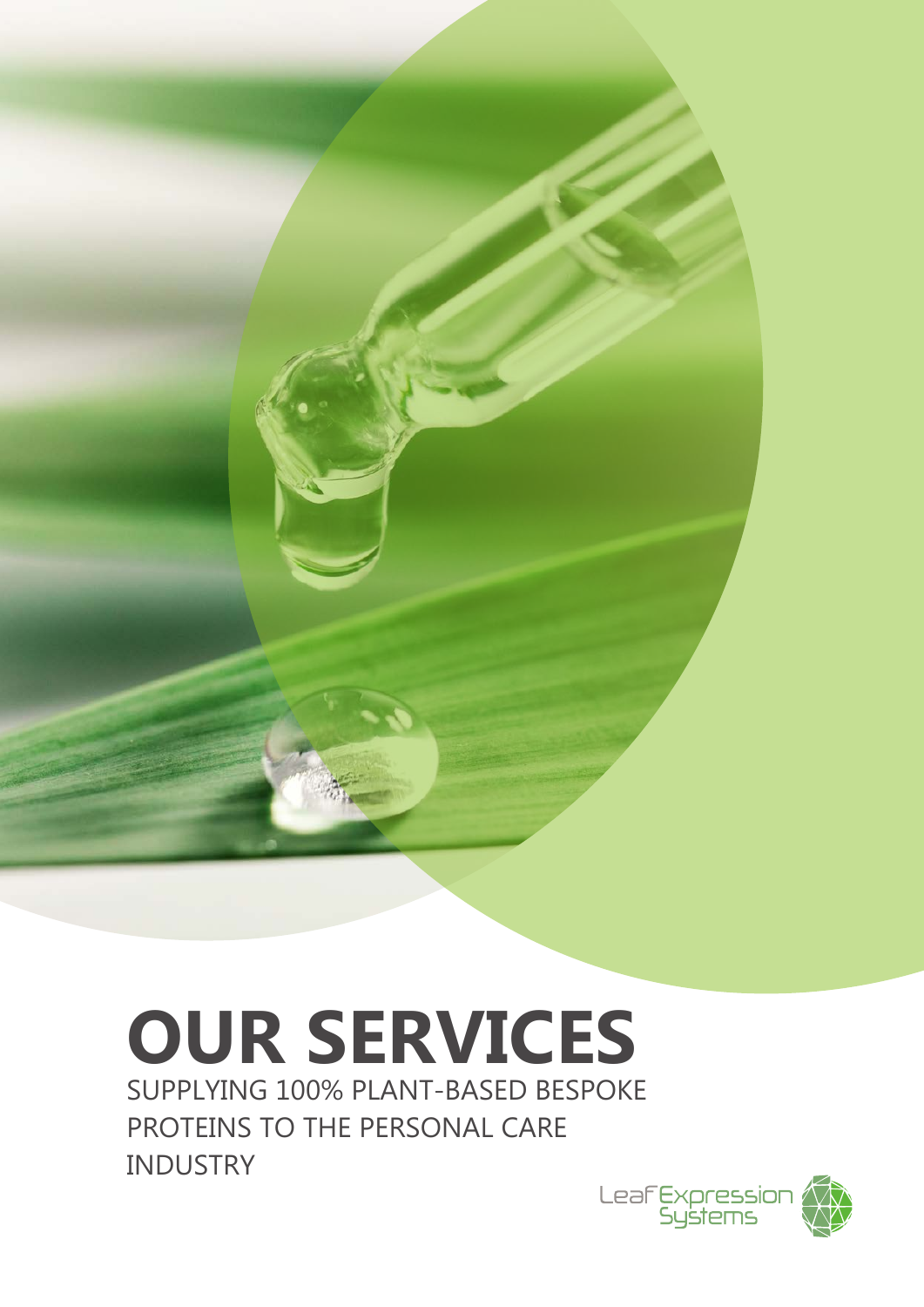# OUR SERVICES

SUPPLYING 100% PLANT-BASED BESPOKE PROTEINS TO THE PERSONAL CARE INDUSTRY

Leaf Expression Systems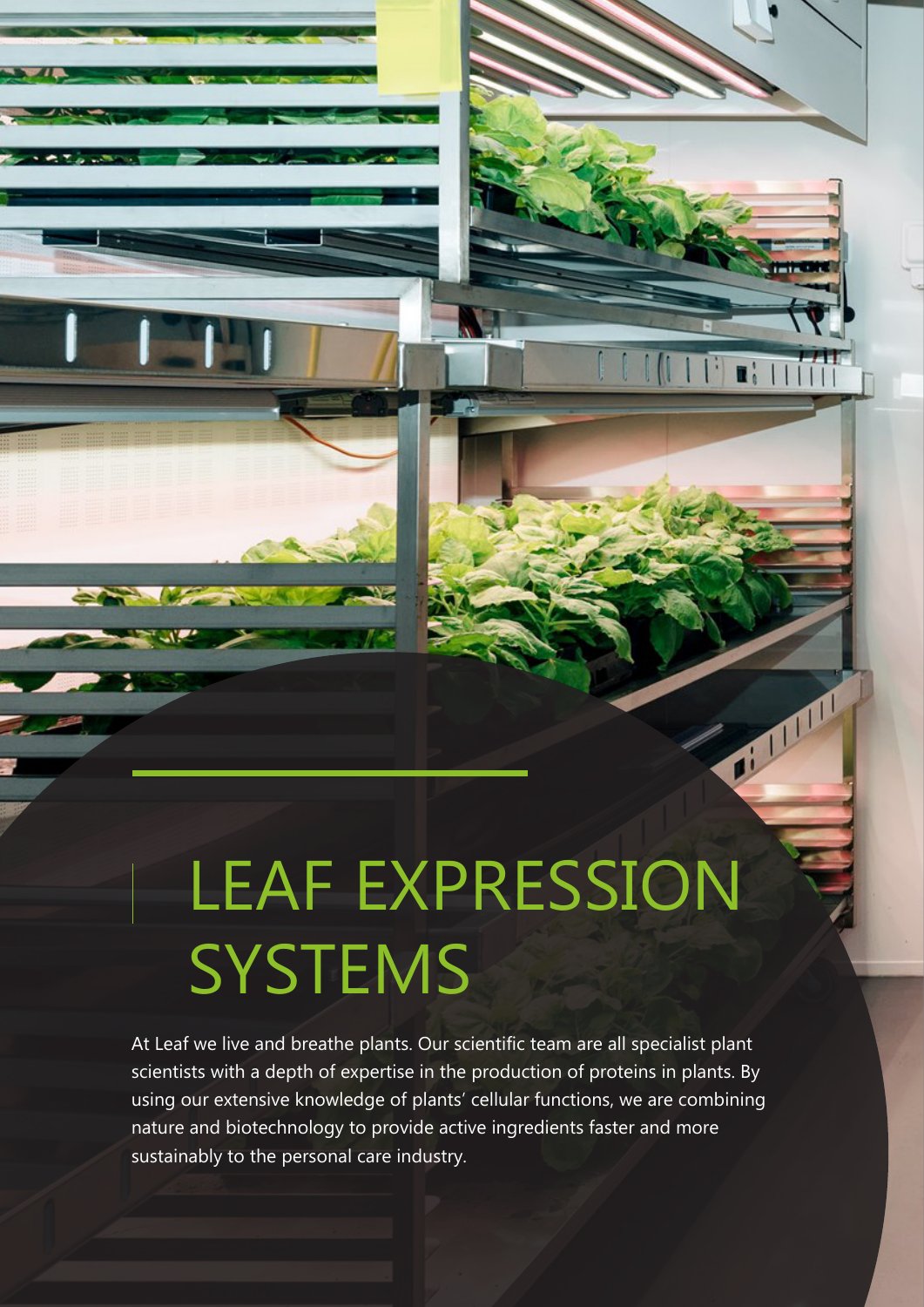# LEAF EXPRESSION SYSTEMS

At Leaf we live and breathe plants. Our scientific team are all specialist plant scientists with a depth of expertise in the production of proteins in plants. By using our extensive knowledge of plants' cellular functions, we are combining nature and biotechnology to provide active ingredients faster and more sustainably to the personal care industry.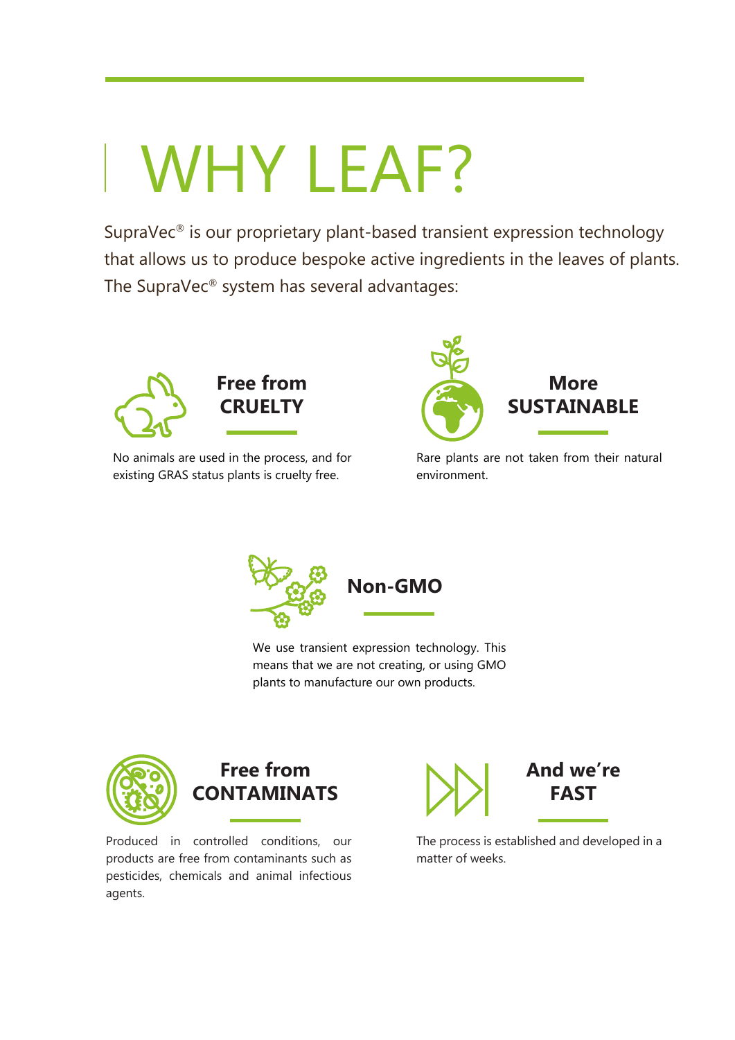# WHY LEAF?

SupraVec® is our proprietary plant-based transient expression technology that allows us to produce bespoke active ingredients in the leaves of plants. The SupraVec® system has several advantages:

## Free from CRUELTY

No animals are used in the process, and for existing GRAS status plants is cruelty free.

## More SUSTAINABLE

Rare plants are not taken from their natural environment.

## Non-GMO

We use transient expression technology. This means that we are not creating, or using GMO plants to manufacture our own products.

## Free from CONTAMINATS

Produced in controlled conditions, our products are free from contaminants such as pesticides, chemicals and animal infectious agents.

## And we're FAST

The process is established and developed in a matter of weeks.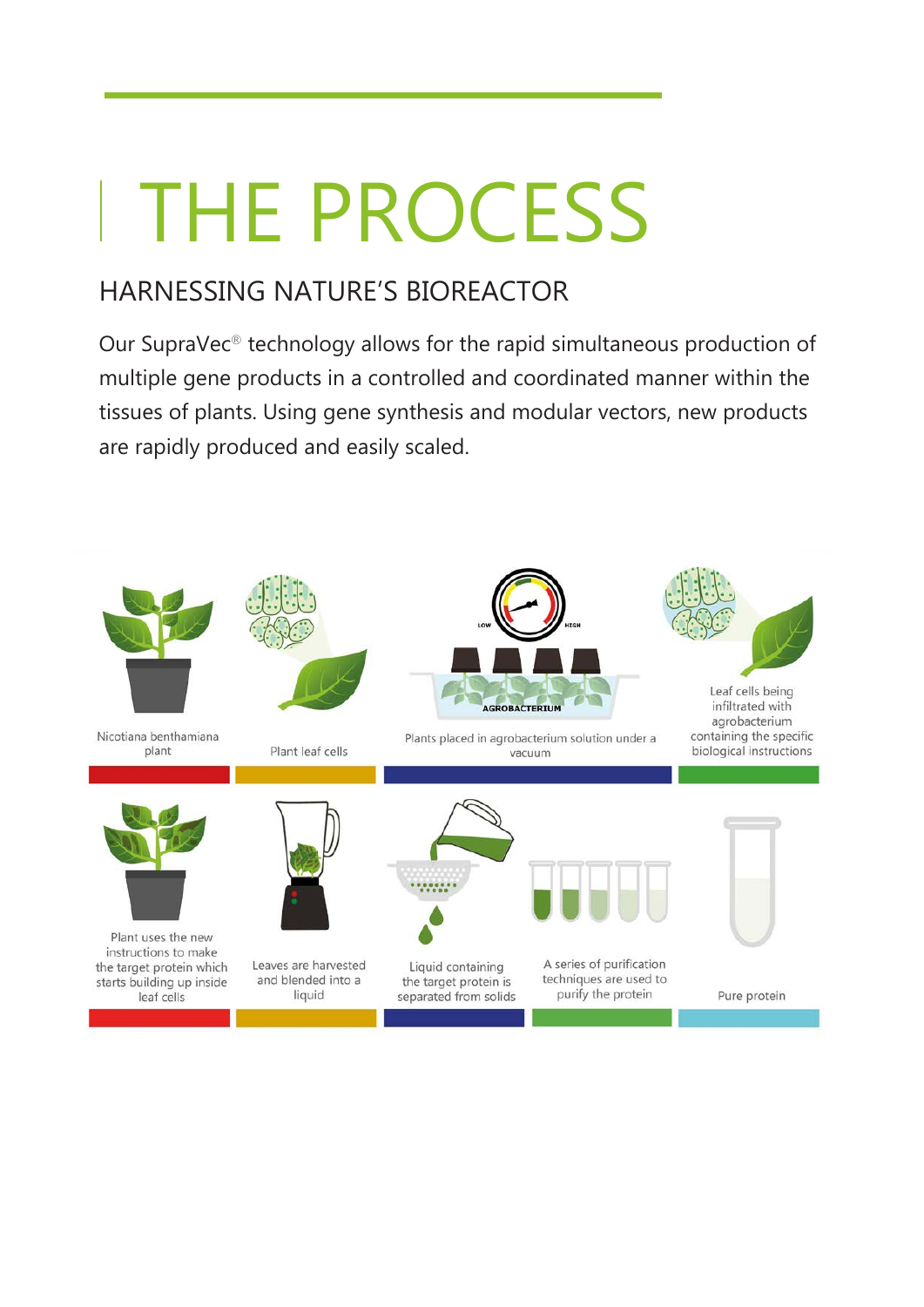# THE PROCESS

## HARNESSING NATURE'S BIOREACTOR

Our SupraVec® technology allows for the rapid simultaneous production of multiple gene products in a controlled and coordinated manner within the tissues of plants. Using gene synthesis and modular vectors, new products are rapidly produced and easily scaled.

Nicotiana benthamiana plant

Plant leaf cells

LOW HIGH

AGROBACTERIUM

Plants placed in agrobacterium solution under a vacuum

Leaf cells being infiltrated with agrobacterium containing the specific biological instructions

Plant uses the new instructions to make the target protein which starts building up inside leaf cells

Leaves are harvested and blended into a liquid

Liquid containing the target protein is separated from solids

A series of purification techniques are used to purify the protein

Pure protein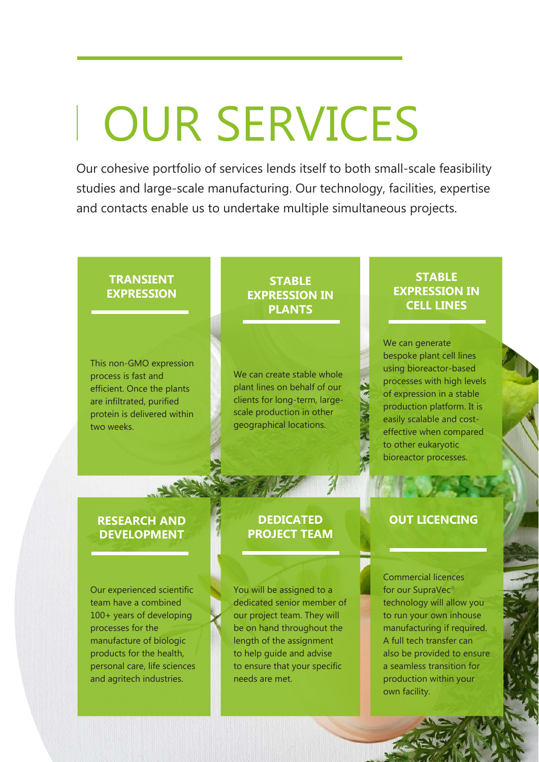# OUR SERVICES

Our cohesive portfolio of services lends itself to both small-scale feasibility studies and large-scale manufacturing. Our technology, facilities, expertise and contacts enable us to undertake multiple simultaneous projects.

## TRANSIENT EXPRESSION

This non-GMO expression process is fast and efficient. Once the plants are infiltrated, purified protein is delivered within two weeks.

## STABLE EXPRESSION IN PLANTS

We can create stable whole plant lines on behalf of our clients for long-term, large-scale production in other geographical locations.

## STABLE EXPRESSION IN CELL LINES

We can generate bespoke plant cell lines using bioreactor-based processes with high levels of expression in a stable production platform. It is easily scalable and cost-effective when compared to other eukaryotic bioreactor processes.

## RESEARCH AND DEVELOPMENT

Our experienced scientific team have a combined 100+ years of developing processes for the manufacture of biologic products for the health, personal care, life sciences and agritech industries.

## DEDICATED PROJECT TEAM

You will be assigned to a dedicated senior member of our project team. They will be on hand throughout the length of the assignment to help guide and advise to ensure that your specific needs are met.

## OUT LICENCING

Commercial licences for our SupraVec® technology will allow you to run your own inhouse manufacturing if required. A full tech transfer can also be provided to ensure a seamless transition for production within your own facility.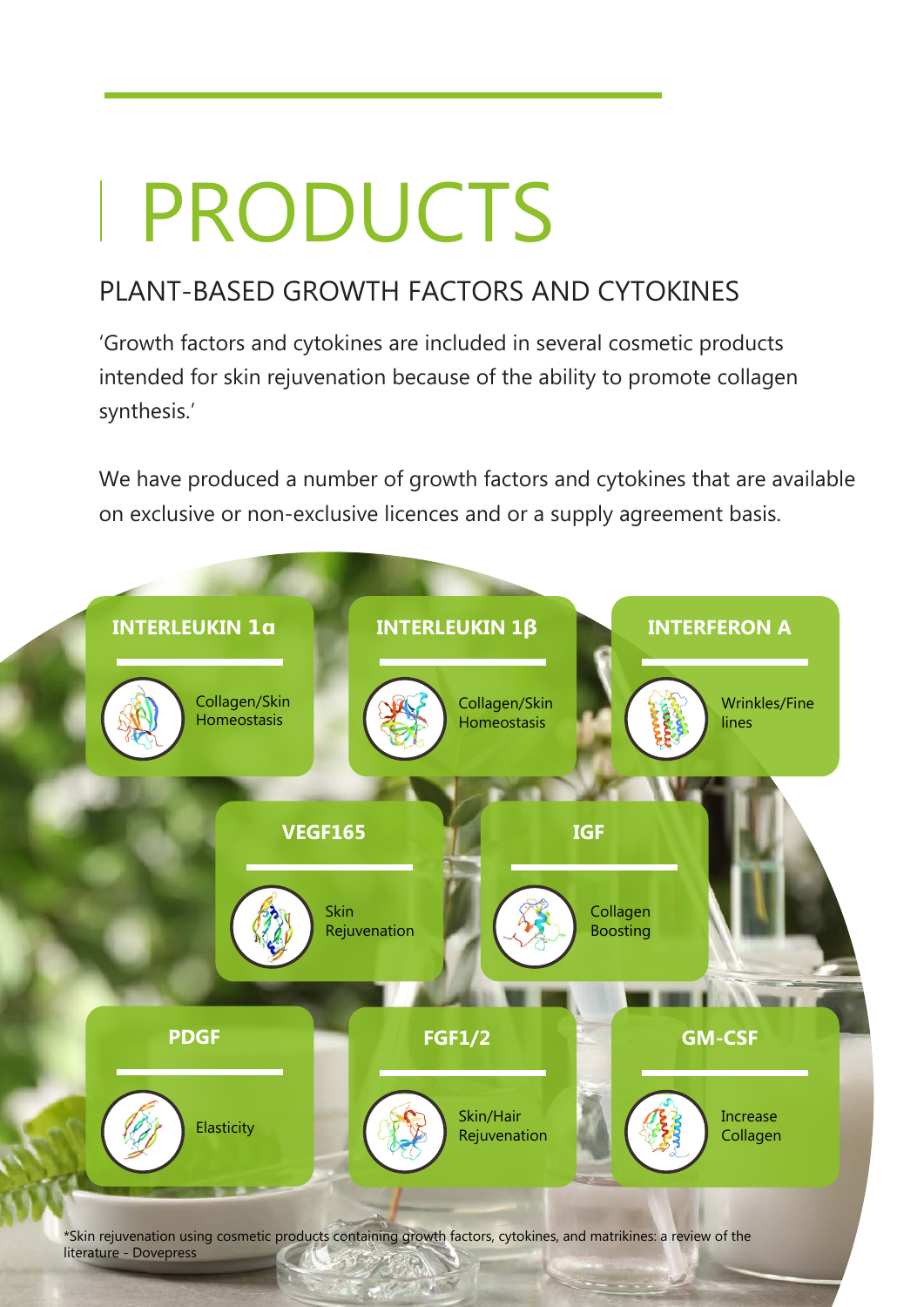# PRODUCTS

## PLANT-BASED GROWTH FACTORS AND CYTOKINES

'Growth factors and cytokines are included in several cosmetic products intended for skin rejuvenation because of the ability to promote collagen synthesis.'

We have produced a number of growth factors and cytokines that are available on exclusive or non-exclusive licences and or a supply agreement basis.

**INTERLEUKIN 1α**

Collagen/Skin Homeostasis

**INTERLEUKIN 1β**

Collagen/Skin Homeostasis

**INTERFERON A**

Wrinkles/Fine lines

**VEGF165**

Skin Rejuvenation

**IGF**

Collagen Boosting

**PDGF**

Elasticity

**FGF1/2**

Skin/Hair Rejuvenation

**GM-CSF**

Increase Collagen

*Skin rejuvenation using cosmetic products containing growth factors, cytokines, and matrikines: a review of the literature - Dovepress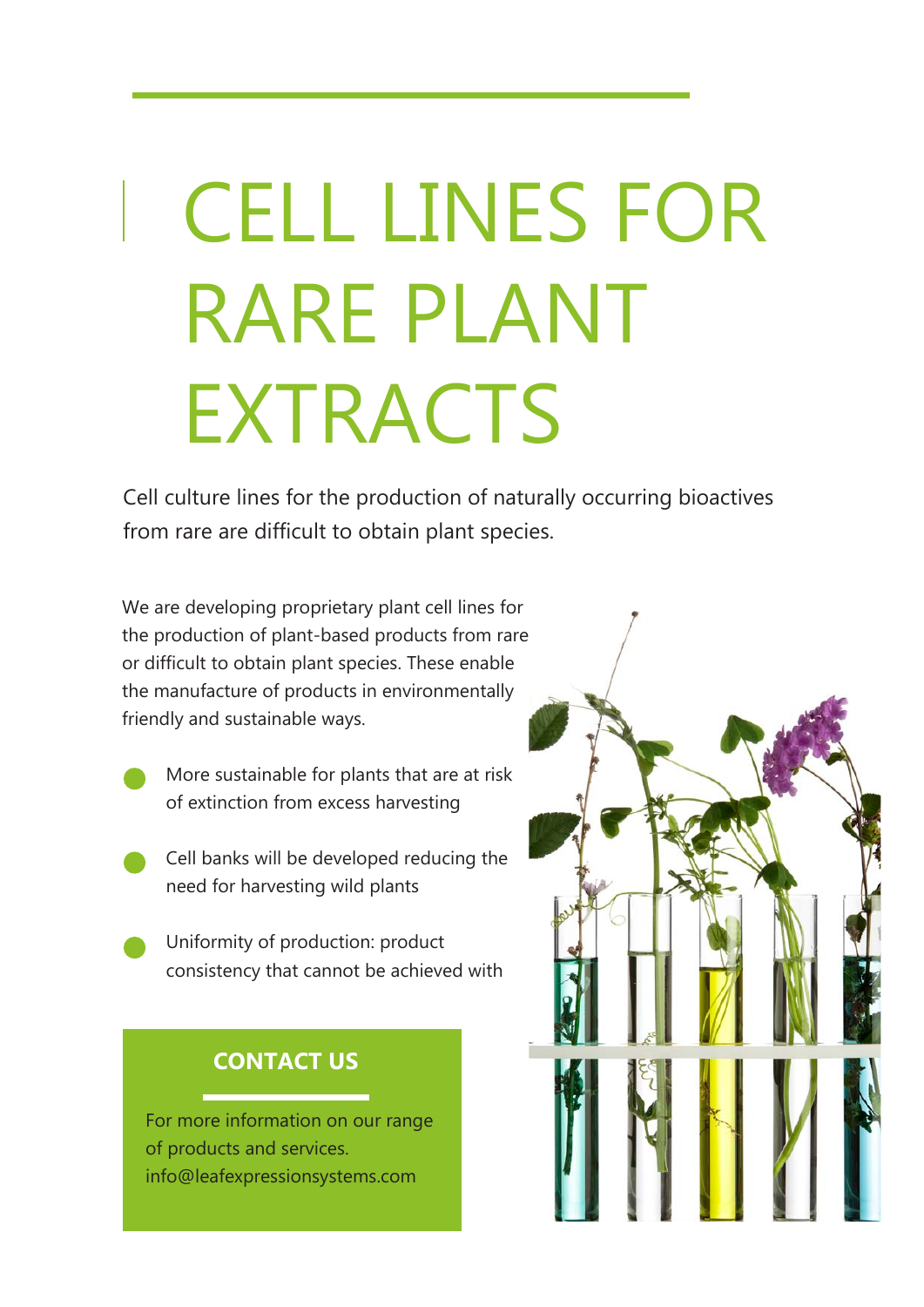# CELL LINES FOR RARE PLANT EXTRACTS

Cell culture lines for the production of naturally occurring bioactives from rare are difficult to obtain plant species.

We are developing proprietary plant cell lines for the production of plant-based products from rare or difficult to obtain plant species. These enable the manufacture of products in environmentally friendly and sustainable ways.

- More sustainable for plants that are at risk of extinction from excess harvesting
- Cell banks will be developed reducing the need for harvesting wild plants
- Uniformity of production: product consistency that cannot be achieved with

## CONTACT US

For more information on our range of products and services.
info@leafexpressionsystems.com